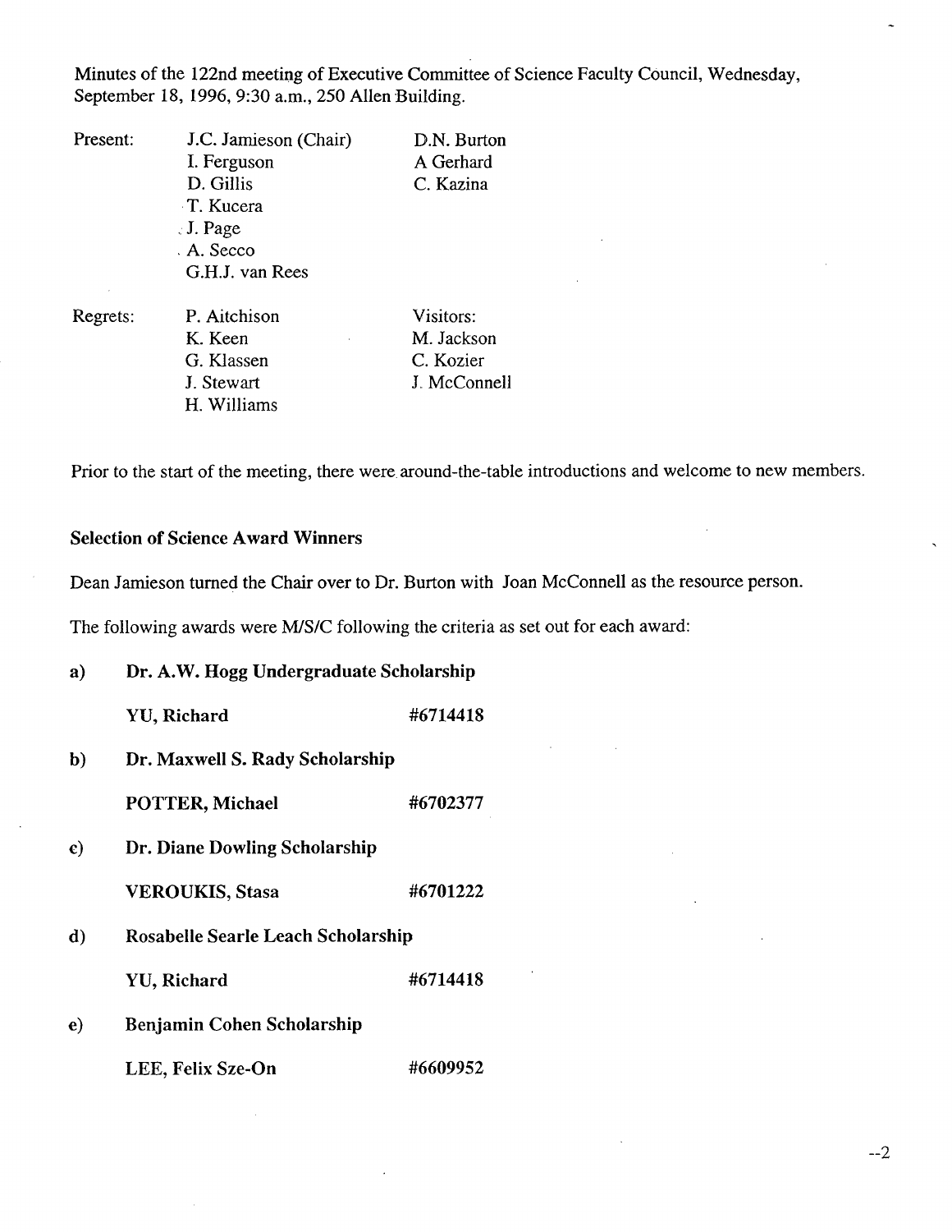Minutes of the 122nd meeting of Executive Committee of Science Faculty Council, Wednesday, September 18, 1996, 9:30 a.m., 250 Allen Building.

| Present: | J.C. Jamieson (Chair) | D.N. Burton |
|---|---|---|
| | I. Ferguson | A Gerhard |
| | D. Gillis | C. Kazina |
| | T. Kucera | |
| | J. Page | |
| | A. Secco | |
| | G.H.J. van Rees | |

| Regrets: | P. Aitchison | Visitors: |
|---|---|---|
| | K. Keen | M. Jackson |
| | G. Klassen | C. Kozier |
| | J. Stewart | J. McConnell |
| | H. Williams | |

Prior to the start of the meeting, there were around-the-table introductions and welcome to new members.

**Selection of Science Award Winners**

Dean Jamieson turned the Chair over to Dr. Burton with Joan McConnell as the resource person.

The following awards were M/S/C following the criteria as set out for each award:

a) **Dr. A.W. Hogg Undergraduate Scholarship**

**YU, Richard** **#6714418**

b) **Dr. Maxwell S. Rady Scholarship**

**POTTER, Michael** **#6702377**

c) **Dr. Diane Dowling Scholarship**

**VEROUKIS, Stasa** **#6701222**

d) **Rosabelle Searle Leach Scholarship**

**YU, Richard** **#6714418**

e) **Benjamin Cohen Scholarship**

**LEE, Felix Sze-On** **#6609952**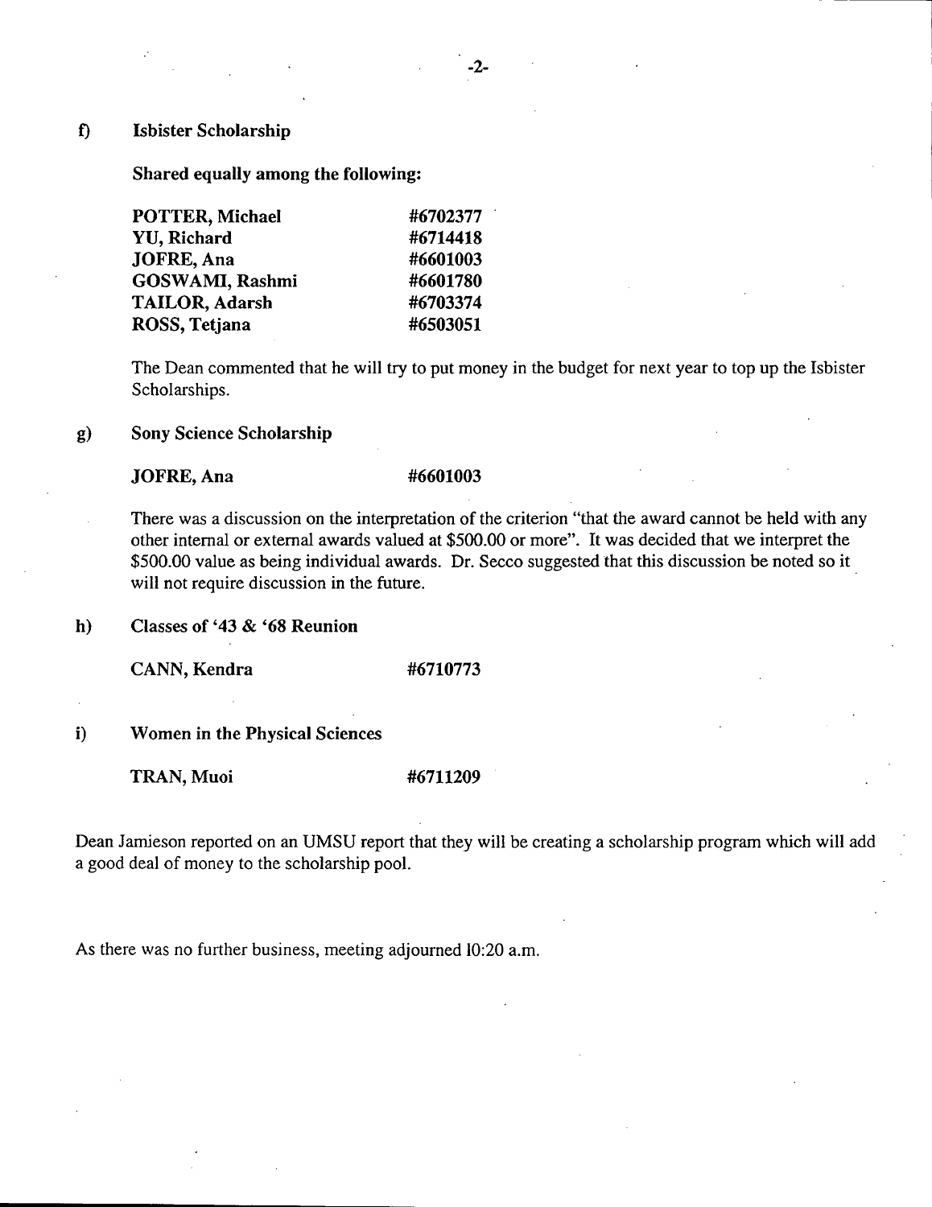f) **Isbister Scholarship**

**Shared equally among the following:**

| | |
|---|---|
| **POTTER, Michael** | **#6702377** |
| **YU, Richard** | **#6714418** |
| **JOFRE, Ana** | **#6601003** |
| **GOSWAMI, Rashmi** | **#6601780** |
| **TAILOR, Adarsh** | **#6703374** |
| **ROSS, Tetjana** | **#6503051** |

The Dean commented that he will try to put money in the budget for next year to top up the Isbister Scholarships.

g) **Sony Science Scholarship**

**JOFRE, Ana** **#6601003**

There was a discussion on the interpretation of the criterion "that the award cannot be held with any other internal or external awards valued at $500.00 or more". It was decided that we interpret the $500.00 value as being individual awards. Dr. Secco suggested that this discussion be noted so it will not require discussion in the future.

h) **Classes of '43 & '68 Reunion**

**CANN, Kendra** **#6710773**

i) **Women in the Physical Sciences**

**TRAN, Muoi** **#6711209**

Dean Jamieson reported on an UMSU report that they will be creating a scholarship program which will add a good deal of money to the scholarship pool.

As there was no further business, meeting adjourned 10:20 a.m.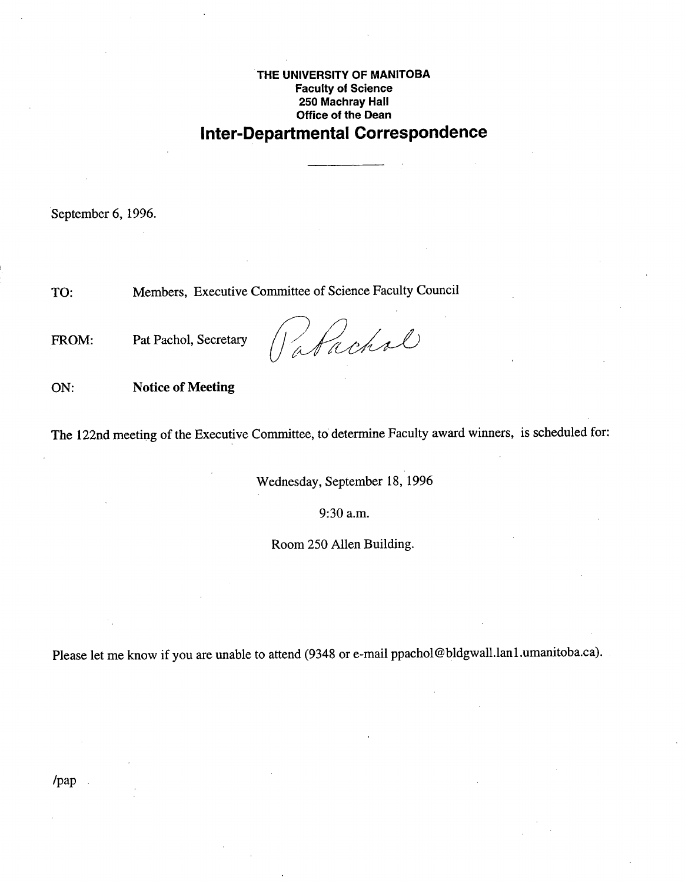**THE UNIVERSITY OF MANITOBA**
**Faculty of Science**
**250 Machray Hall**
**Office of the Dean**

# Inter-Departmental Correspondence

September 6, 1996.

TO: Members, Executive Committee of Science Faculty Council

FROM: Pat Pachol, Secretary *PatPachol*

ON: **Notice of Meeting**

The 122nd meeting of the Executive Committee, to determine Faculty award winners, is scheduled for:

Wednesday, September 18, 1996

9:30 a.m.

Room 250 Allen Building.

Please let me know if you are unable to attend (9348 or e-mail ppachol@bldgwall.lan1.umanitoba.ca).

/pap